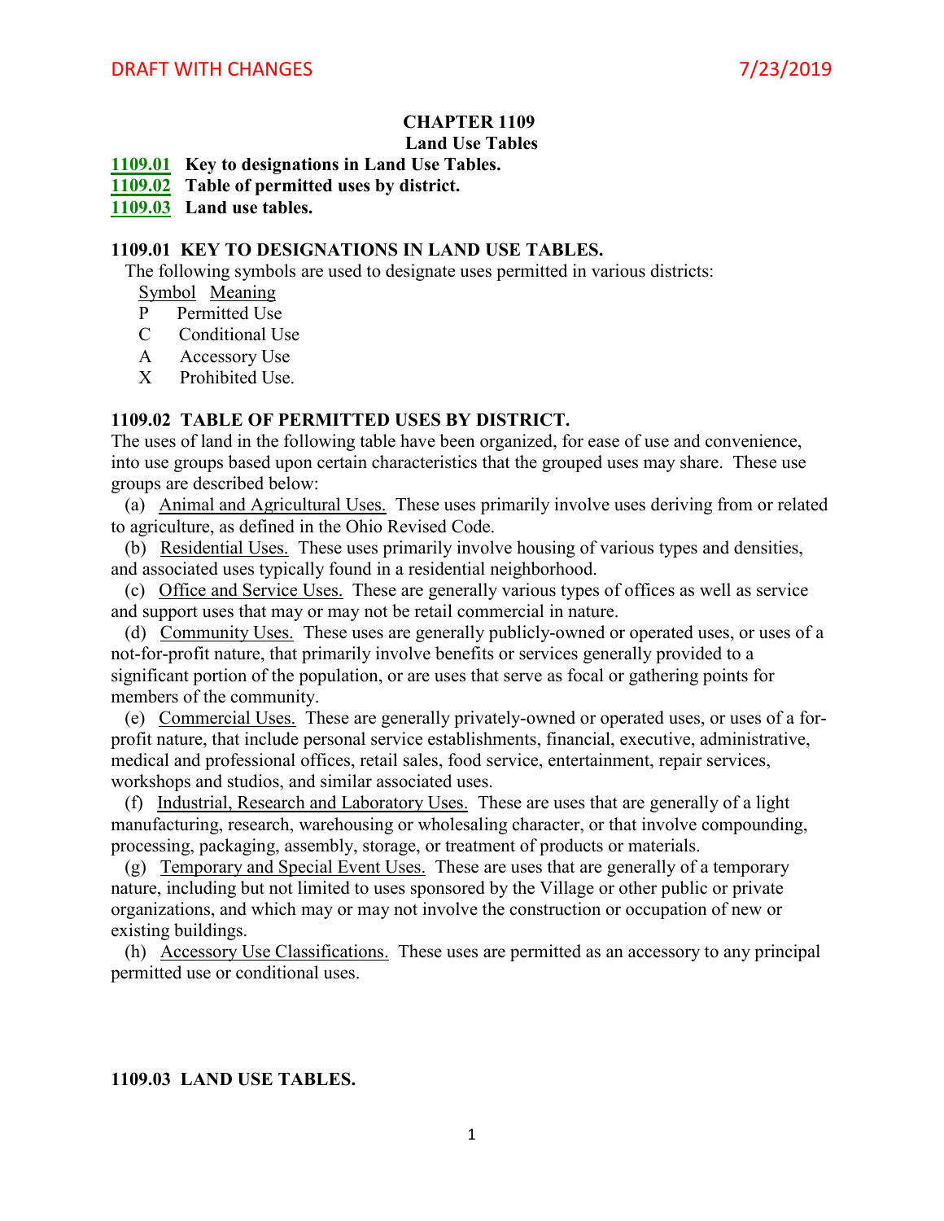# CHAPTER 1109
## Land Use Tables

**1109.01 Key to designations in Land Use Tables.**
**1109.02 Table of permitted uses by district.**
**1109.03 Land use tables.**

### 1109.01 KEY TO DESIGNATIONS IN LAND USE TABLES.

The following symbols are used to designate uses permitted in various districts:

| Symbol | Meaning |
|---|---|
| P | Permitted Use |
| C | Conditional Use |
| A | Accessory Use |
| X | Prohibited Use. |

### 1109.02 TABLE OF PERMITTED USES BY DISTRICT.

The uses of land in the following table have been organized, for ease of use and convenience, into use groups based upon certain characteristics that the grouped uses may share. These use groups are described below:

(a) Animal and Agricultural Uses. These uses primarily involve uses deriving from or related to agriculture, as defined in the Ohio Revised Code.

(b) Residential Uses. These uses primarily involve housing of various types and densities, and associated uses typically found in a residential neighborhood.

(c) Office and Service Uses. These are generally various types of offices as well as service and support uses that may or may not be retail commercial in nature.

(d) Community Uses. These uses are generally publicly-owned or operated uses, or uses of a not-for-profit nature, that primarily involve benefits or services generally provided to a significant portion of the population, or are uses that serve as focal or gathering points for members of the community.

(e) Commercial Uses. These are generally privately-owned or operated uses, or uses of a for-profit nature, that include personal service establishments, financial, executive, administrative, medical and professional offices, retail sales, food service, entertainment, repair services, workshops and studios, and similar associated uses.

(f) Industrial, Research and Laboratory Uses. These are uses that are generally of a light manufacturing, research, warehousing or wholesaling character, or that involve compounding, processing, packaging, assembly, storage, or treatment of products or materials.

(g) Temporary and Special Event Uses. These are uses that are generally of a temporary nature, including but not limited to uses sponsored by the Village or other public or private organizations, and which may or may not involve the construction or occupation of new or existing buildings.

(h) Accessory Use Classifications. These uses are permitted as an accessory to any principal permitted use or conditional uses.

### 1109.03 LAND USE TABLES.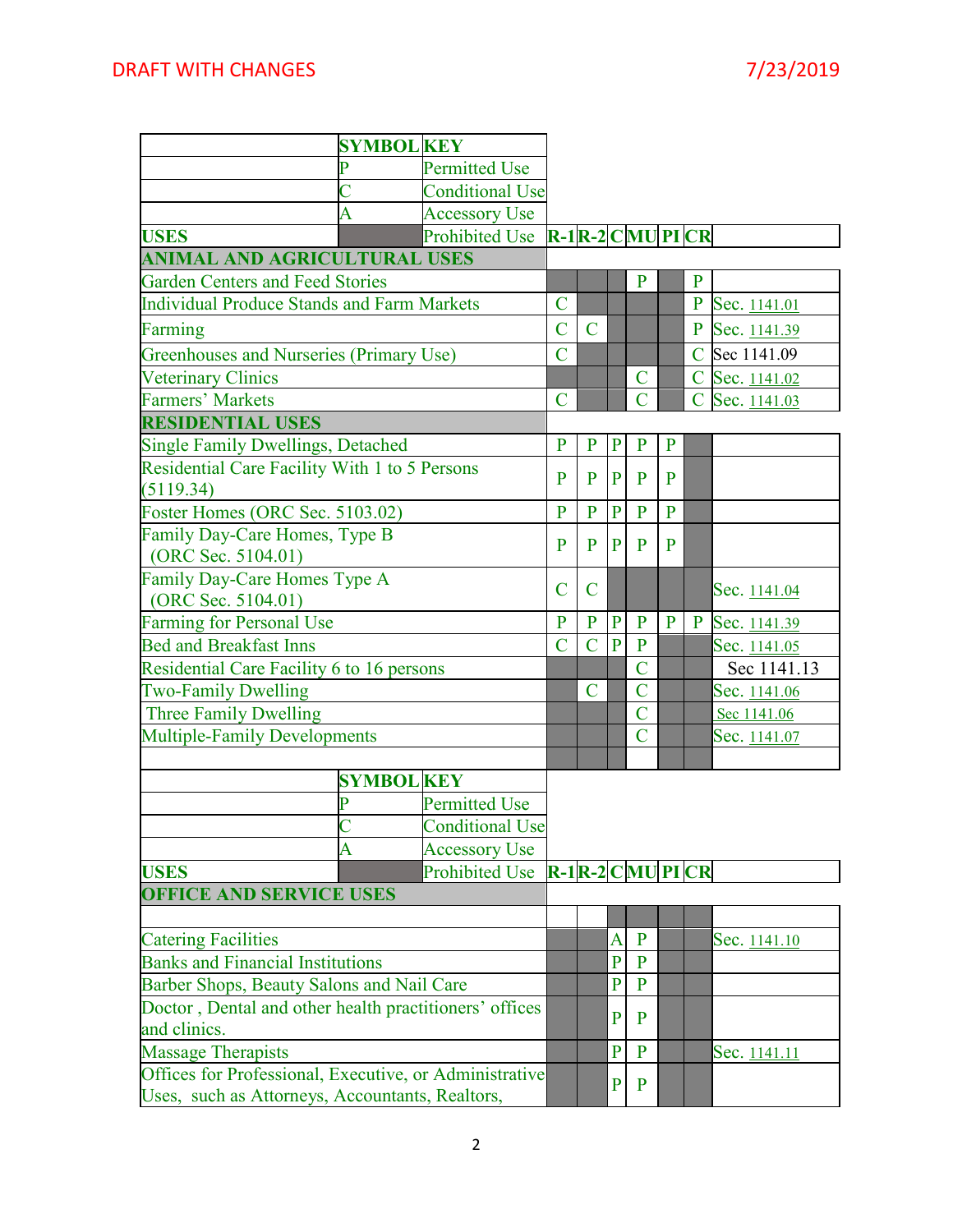| | SYMBOL | KEY | | | | | | | |
|---|---|---|---|---|---|---|---|---|---|
| | P | Permitted Use | | | | | | | |
| | C | Conditional Use | | | | | | | |
| | A | Accessory Use | | | | | | | |
| **USES** | | Prohibited Use | **R-1** | **R-2** | **C** | **MU** | **PI** | **CR** | |
| **ANIMAL AND AGRICULTURAL USES** | | | | | | | | | |
| Garden Centers and Feed Stories | | | | | | P | | P | |
| Individual Produce Stands and Farm Markets | | | C | | | | | P | Sec. 1141.01 |
| Farming | | | C | C | | | | P | Sec. 1141.39 |
| Greenhouses and Nurseries (Primary Use) | | | C | | | | | C | Sec 1141.09 |
| Veterinary Clinics | | | | | | C | | C | Sec. 1141.02 |
| Farmers' Markets | | | C | | | C | | C | Sec. 1141.03 |
| **RESIDENTIAL USES** | | | | | | | | | |
| Single Family Dwellings, Detached | | | P | P | P | P | P | | |
| Residential Care Facility With 1 to 5 Persons (5119.34) | | | P | P | P | P | P | | |
| Foster Homes (ORC Sec. 5103.02) | | | P | P | P | P | P | | |
| Family Day-Care Homes, Type B (ORC Sec. 5104.01) | | | P | P | P | P | P | | |
| Family Day-Care Homes Type A (ORC Sec. 5104.01) | | | C | C | | | | | Sec. 1141.04 |
| Farming for Personal Use | | | P | P | P | P | P | P | Sec. 1141.39 |
| Bed and Breakfast Inns | | | C | C | P | P | | | Sec. 1141.05 |
| Residential Care Facility 6 to 16 persons | | | | | | C | | | Sec 1141.13 |
| Two-Family Dwelling | | | | C | | C | | | Sec. 1141.06 |
| Three Family Dwelling | | | | | | C | | | Sec 1141.06 |
| Multiple-Family Developments | | | | | | C | | | Sec. 1141.07 |

| | SYMBOL | KEY | | | | | | | |
|---|---|---|---|---|---|---|---|---|---|
| | P | Permitted Use | | | | | | | |
| | C | Conditional Use | | | | | | | |
| | A | Accessory Use | | | | | | | |
| **USES** | | Prohibited Use | **R-1** | **R-2** | **C** | **MU** | **PI** | **CR** | |
| **OFFICE AND SERVICE USES** | | | | | | | | | |
| Catering Facilities | | | | | A | P | | | Sec. 1141.10 |
| Banks and Financial Institutions | | | | | P | P | | | |
| Barber Shops, Beauty Salons and Nail Care | | | | | P | P | | | |
| Doctor , Dental and other health practitioners' offices and clinics. | | | | | P | P | | | |
| Massage Therapists | | | | | P | P | | | Sec. 1141.11 |
| Offices for Professional, Executive, or Administrative Uses, such as Attorneys, Accountants, Realtors, | | | | | P | P | | | |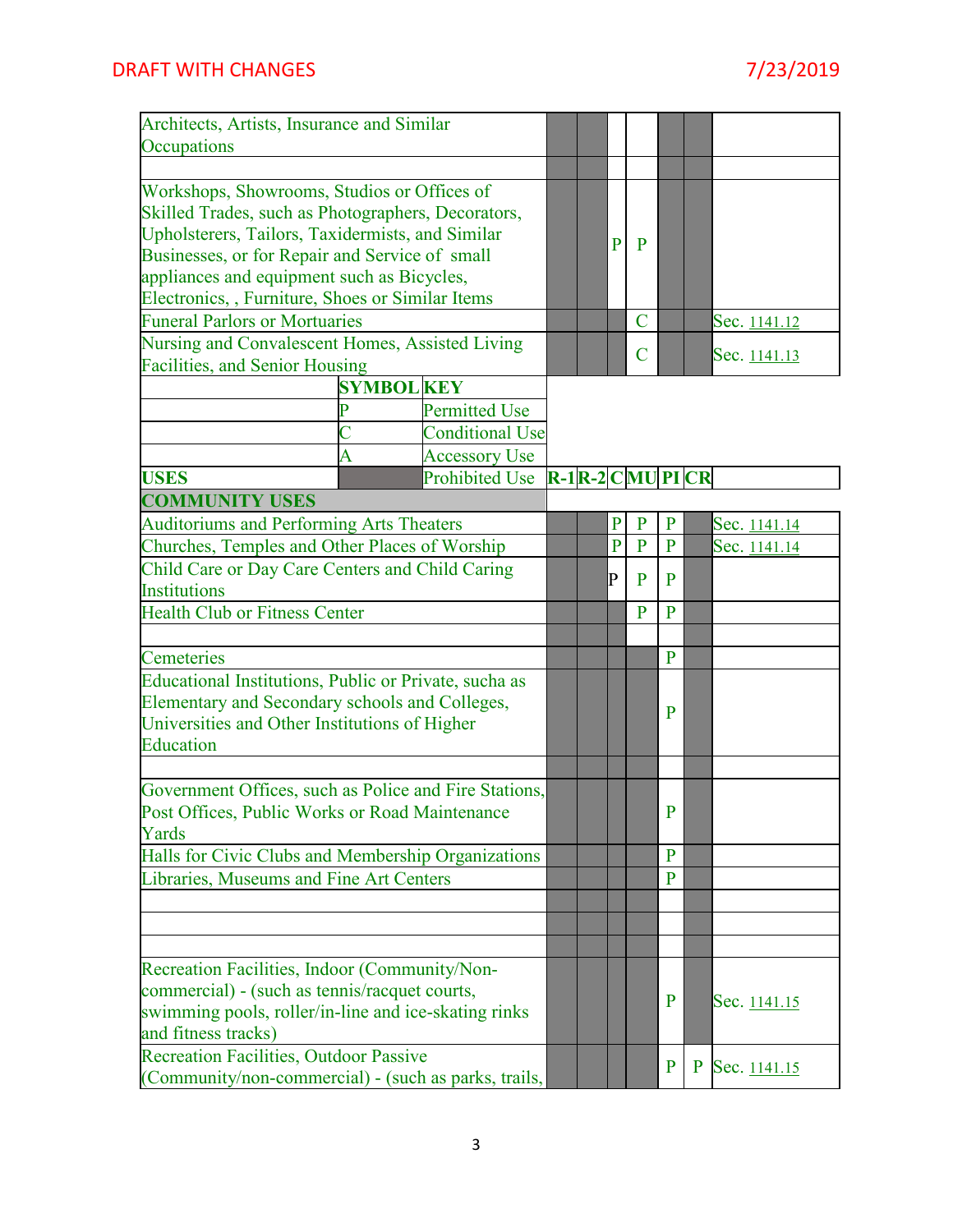| Uses | | | R-1 | R-2 | C | MU | PI | CR | |
|---|---|---|---|---|---|---|---|---|---|
| Architects, Artists, Insurance and Similar Occupations | | | | | | | | | |
| | | | | | | | | | |
| Workshops, Showrooms, Studios or Offices of Skilled Trades, such as Photographers, Decorators, Upholsterers, Tailors, Taxidermists, and Similar Businesses, or for Repair and Service of small appliances and equipment such as Bicycles, Electronics, , Furniture, Shoes or Similar Items | | | | | P | P | | | |
| Funeral Parlors or Mortuaries | | | | | | C | | | Sec. 1141.12 |
| Nursing and Convalescent Homes, Assisted Living Facilities, and Senior Housing | | | | | | C | | | Sec. 1141.13 |
| | **SYMBOL** | **KEY** | | | | | | | |
| | P | Permitted Use | | | | | | | |
| | C | Conditional Use | | | | | | | |
| | A | Accessory Use | | | | | | | |
| **USES** | | Prohibited Use | **R-1** | **R-2** | **C** | **MU** | **PI** | **CR** | |
| **COMMUNITY USES** | | | | | | | | | |
| Auditoriums and Performing Arts Theaters | | | | | P | P | P | | Sec. 1141.14 |
| Churches, Temples and Other Places of Worship | | | | | P | P | P | | Sec. 1141.14 |
| Child Care or Day Care Centers and Child Caring Institutions | | | | | P | P | P | | |
| Health Club or Fitness Center | | | | | | P | P | | |
| | | | | | | | | | |
| Cemeteries | | | | | | | P | | |
| Educational Institutions, Public or Private, sucha as Elementary and Secondary schools and Colleges, Universities and Other Institutions of Higher Education | | | | | | | P | | |
| | | | | | | | | | |
| Government Offices, such as Police and Fire Stations, Post Offices, Public Works or Road Maintenance Yards | | | | | | | P | | |
| Halls for Civic Clubs and Membership Organizations | | | | | | | P | | |
| Libraries, Museums and Fine Art Centers | | | | | | | P | | |
| | | | | | | | | | |
| | | | | | | | | | |
| | | | | | | | | | |
| Recreation Facilities, Indoor (Community/Non-commercial) - (such as tennis/racquet courts, swimming pools, roller/in-line and ice-skating rinks and fitness tracks) | | | | | | | P | | Sec. 1141.15 |
| Recreation Facilities, Outdoor Passive (Community/non-commercial) - (such as parks, trails, | | | | | | | P | P | Sec. 1141.15 |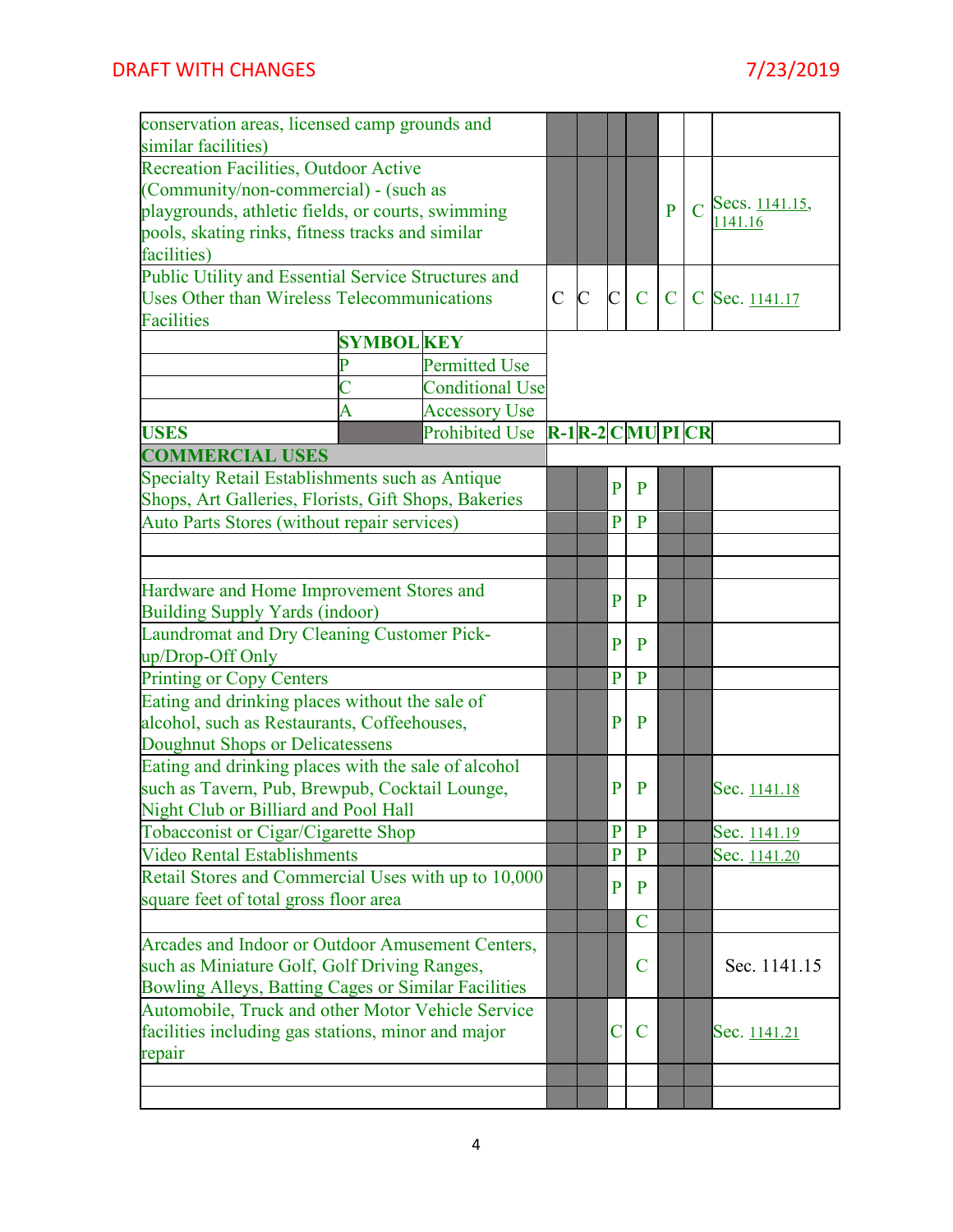| | | | | | | | |
|---|---|---|---|---|---|---|---|
| conservation areas, licensed camp grounds and similar facilities) | | | | | | | |
| Recreation Facilities, Outdoor Active (Community/non-commercial) - (such as playgrounds, athletic fields, or courts, swimming pools, skating rinks, fitness tracks and similar facilities) | | | | | P | C | Secs. 1141.15, 1141.16 |
| Public Utility and Essential Service Structures and Uses Other than Wireless Telecommunications Facilities | C | C | C | C | C | C | Sec. 1141.17 |

| SYMBOL | KEY |
|---|---|
| P | Permitted Use |
| C | Conditional Use |
| A | Accessory Use |
| (shaded) | Prohibited Use |

| USES | R-1 | R-2 | C | MU | PI | CR | |
|---|---|---|---|---|---|---|---|
| **COMMERCIAL USES** | | | | | | | |
| Specialty Retail Establishments such as Antique Shops, Art Galleries, Florists, Gift Shops, Bakeries | | | P | P | | | |
| Auto Parts Stores (without repair services) | | | P | P | | | |
| | | | | | | | |
| | | | | | | | |
| Hardware and Home Improvement Stores and Building Supply Yards (indoor) | | | P | P | | | |
| Laundromat and Dry Cleaning Customer Pick-up/Drop-Off Only | | | P | P | | | |
| Printing or Copy Centers | | | P | P | | | |
| Eating and drinking places without the sale of alcohol, such as Restaurants, Coffeehouses, Doughnut Shops or Delicatessens | | | P | P | | | |
| Eating and drinking places with the sale of alcohol such as Tavern, Pub, Brewpub, Cocktail Lounge, Night Club or Billiard and Pool Hall | | | P | P | | | Sec. 1141.18 |
| Tobacconist or Cigar/Cigarette Shop | | | P | P | | | Sec. 1141.19 |
| Video Rental Establishments | | | P | P | | | Sec. 1141.20 |
| Retail Stores and Commercial Uses with up to 10,000 square feet of total gross floor area | | | P | P | | | |
| | | | | C | | | |
| Arcades and Indoor or Outdoor Amusement Centers, such as Miniature Golf, Golf Driving Ranges, Bowling Alleys, Batting Cages or Similar Facilities | | | | C | | | Sec. 1141.15 |
| Automobile, Truck and other Motor Vehicle Service facilities including gas stations, minor and major repair | | | C | C | | | Sec. 1141.21 |
| | | | | | | | |
| | | | | | | | |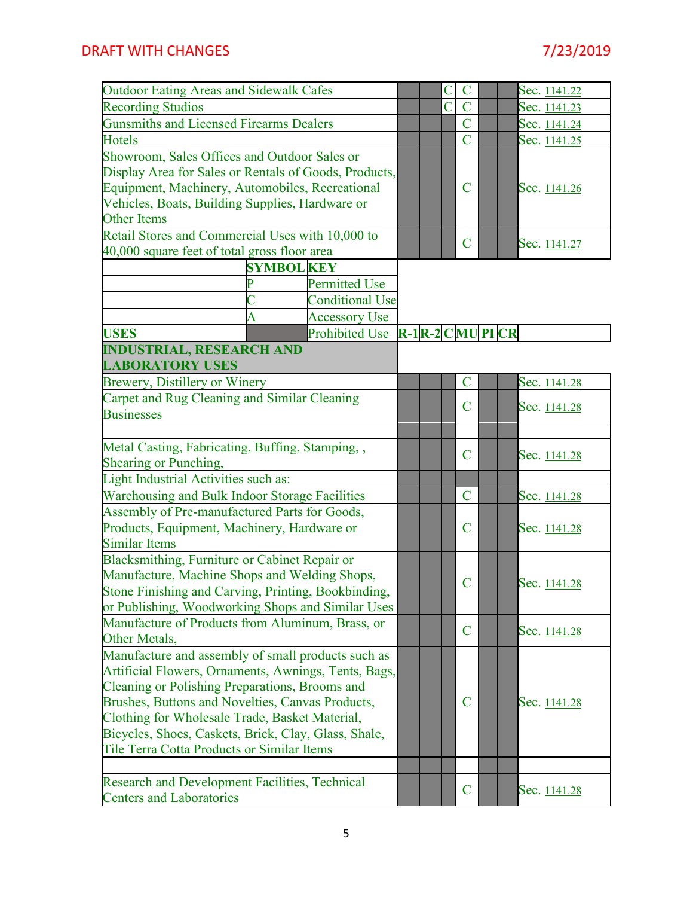| USES | R-1 | R-2 | C | MU | PI | CR | |
|---|---|---|---|---|---|---|---|
| Outdoor Eating Areas and Sidewalk Cafes | | | C | C | | | Sec. 1141.22 |
| Recording Studios | | | C | C | | | Sec. 1141.23 |
| Gunsmiths and Licensed Firearms Dealers | | | | C | | | Sec. 1141.24 |
| Hotels | | | | C | | | Sec. 1141.25 |
| Showroom, Sales Offices and Outdoor Sales or Display Area for Sales or Rentals of Goods, Products, Equipment, Machinery, Automobiles, Recreational Vehicles, Boats, Building Supplies, Hardware or Other Items | | | | C | | | Sec. 1141.26 |
| Retail Stores and Commercial Uses with 10,000 to 40,000 square feet of total gross floor area | | | | C | | | Sec. 1141.27 |

| SYMBOL | KEY |
|---|---|
| P | Permitted Use |
| C | Conditional Use |
| A | Accessory Use |
| (shaded) | Prohibited Use |

| USES | R-1 | R-2 | C | MU | PI | CR | |
|---|---|---|---|---|---|---|---|
| **INDUSTRIAL, RESEARCH AND LABORATORY USES** | | | | | | | |
| Brewery, Distillery or Winery | | | | C | | | Sec. 1141.28 |
| Carpet and Rug Cleaning and Similar Cleaning Businesses | | | | C | | | Sec. 1141.28 |
| | | | | | | | |
| Metal Casting, Fabricating, Buffing, Stamping, , Shearing or Punching, | | | | C | | | Sec. 1141.28 |
| Light Industrial Activities such as: | | | | | | | |
| Warehousing and Bulk Indoor Storage Facilities | | | | C | | | Sec. 1141.28 |
| Assembly of Pre-manufactured Parts for Goods, Products, Equipment, Machinery, Hardware or Similar Items | | | | C | | | Sec. 1141.28 |
| Blacksmithing, Furniture or Cabinet Repair or Manufacture, Machine Shops and Welding Shops, Stone Finishing and Carving, Printing, Bookbinding, or Publishing, Woodworking Shops and Similar Uses | | | | C | | | Sec. 1141.28 |
| Manufacture of Products from Aluminum, Brass, or Other Metals, | | | | C | | | Sec. 1141.28 |
| Manufacture and assembly of small products such as Artificial Flowers, Ornaments, Awnings, Tents, Bags, Cleaning or Polishing Preparations, Brooms and Brushes, Buttons and Novelties, Canvas Products, Clothing for Wholesale Trade, Basket Material, Bicycles, Shoes, Caskets, Brick, Clay, Glass, Shale, Tile Terra Cotta Products or Similar Items | | | | C | | | Sec. 1141.28 |
| | | | | | | | |
| Research and Development Facilities, Technical Centers and Laboratories | | | | C | | | Sec. 1141.28 |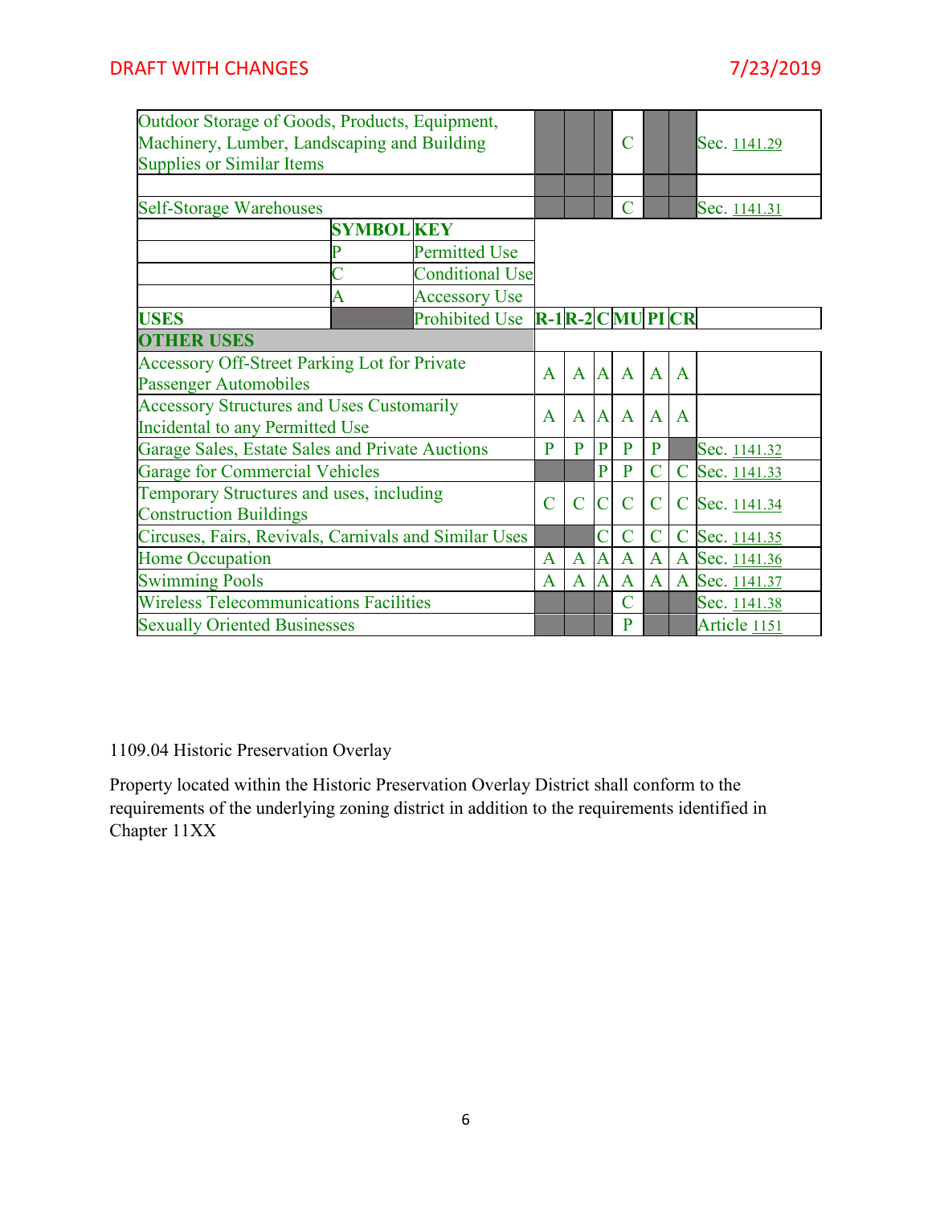| | | | | | | | |
|---|---|---|---|---|---|---|---|
| Outdoor Storage of Goods, Products, Equipment, Machinery, Lumber, Landscaping and Building Supplies or Similar Items | | | | C | | | Sec. 1141.29 |
| | | | | | | | |
| Self-Storage Warehouses | | | | C | | | Sec. 1141.31 |

| | SYMBOL | KEY |
|---|---|---|
| | P | Permitted Use |
| | C | Conditional Use |
| | A | Accessory Use |

| USES | | Prohibited Use | R-1 | R-2 | C | MU | PI | CR | |
|---|---|---|---|---|---|---|---|---|---|
| **OTHER USES** | | | | | | | | | |
| Accessory Off-Street Parking Lot for Private Passenger Automobiles | | | A | A | A | A | A | A | |
| Accessory Structures and Uses Customarily Incidental to any Permitted Use | | | A | A | A | A | A | A | |
| Garage Sales, Estate Sales and Private Auctions | | | P | P | P | P | P | | Sec. 1141.32 |
| Garage for Commercial Vehicles | | | | | P | P | C | C | Sec. 1141.33 |
| Temporary Structures and uses, including Construction Buildings | | | C | C | C | C | C | C | Sec. 1141.34 |
| Circuses, Fairs, Revivals, Carnivals and Similar Uses | | | | | C | C | C | C | Sec. 1141.35 |
| Home Occupation | | | A | A | A | A | A | A | Sec. 1141.36 |
| Swimming Pools | | | A | A | A | A | A | A | Sec. 1141.37 |
| Wireless Telecommunications Facilities | | | | | | C | | | Sec. 1141.38 |
| Sexually Oriented Businesses | | | | | | P | | | Article 1151 |

1109.04 Historic Preservation Overlay

Property located within the Historic Preservation Overlay District shall conform to the requirements of the underlying zoning district in addition to the requirements identified in Chapter 11XX